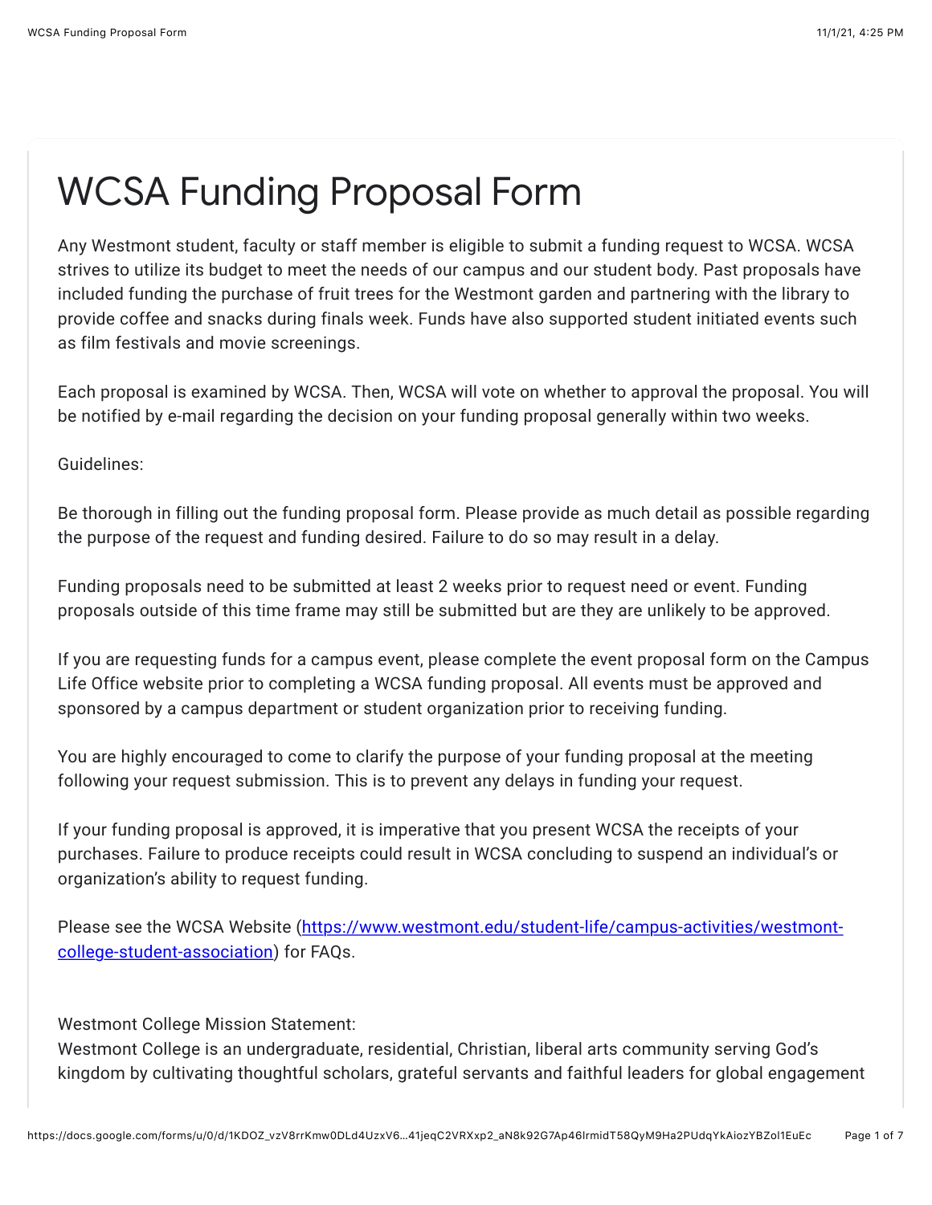# WCSA Funding Proposal Form

Any Westmont student, faculty or staff member is eligible to submit a funding request to WCSA. WCSA strives to utilize its budget to meet the needs of our campus and our student body. Past proposals have included funding the purchase of fruit trees for the Westmont garden and partnering with the library to provide coffee and snacks during finals week. Funds have also supported student initiated events such as film festivals and movie screenings.

Each proposal is examined by WCSA. Then, WCSA will vote on whether to approval the proposal. You will be notified by e-mail regarding the decision on your funding proposal generally within two weeks.

Guidelines:

Be thorough in filling out the funding proposal form. Please provide as much detail as possible regarding the purpose of the request and funding desired. Failure to do so may result in a delay.

Funding proposals need to be submitted at least 2 weeks prior to request need or event. Funding proposals outside of this time frame may still be submitted but are they are unlikely to be approved.

If you are requesting funds for a campus event, please complete the event proposal form on the Campus Life Office website prior to completing a WCSA funding proposal. All events must be approved and sponsored by a campus department or student organization prior to receiving funding.

You are highly encouraged to come to clarify the purpose of your funding proposal at the meeting following your request submission. This is to prevent any delays in funding your request.

If your funding proposal is approved, it is imperative that you present WCSA the receipts of your purchases. Failure to produce receipts could result in WCSA concluding to suspend an individual's or organization's ability to request funding.

Please see the WCSA Website ([https://www.westmont.edu/student-life/campus-activities/westmont-college-student-association](https://www.westmont.edu/student-life/campus-activities/westmont-college-student-association)) for FAQs.

Westmont College Mission Statement:
Westmont College is an undergraduate, residential, Christian, liberal arts community serving God's kingdom by cultivating thoughtful scholars, grateful servants and faithful leaders for global engagement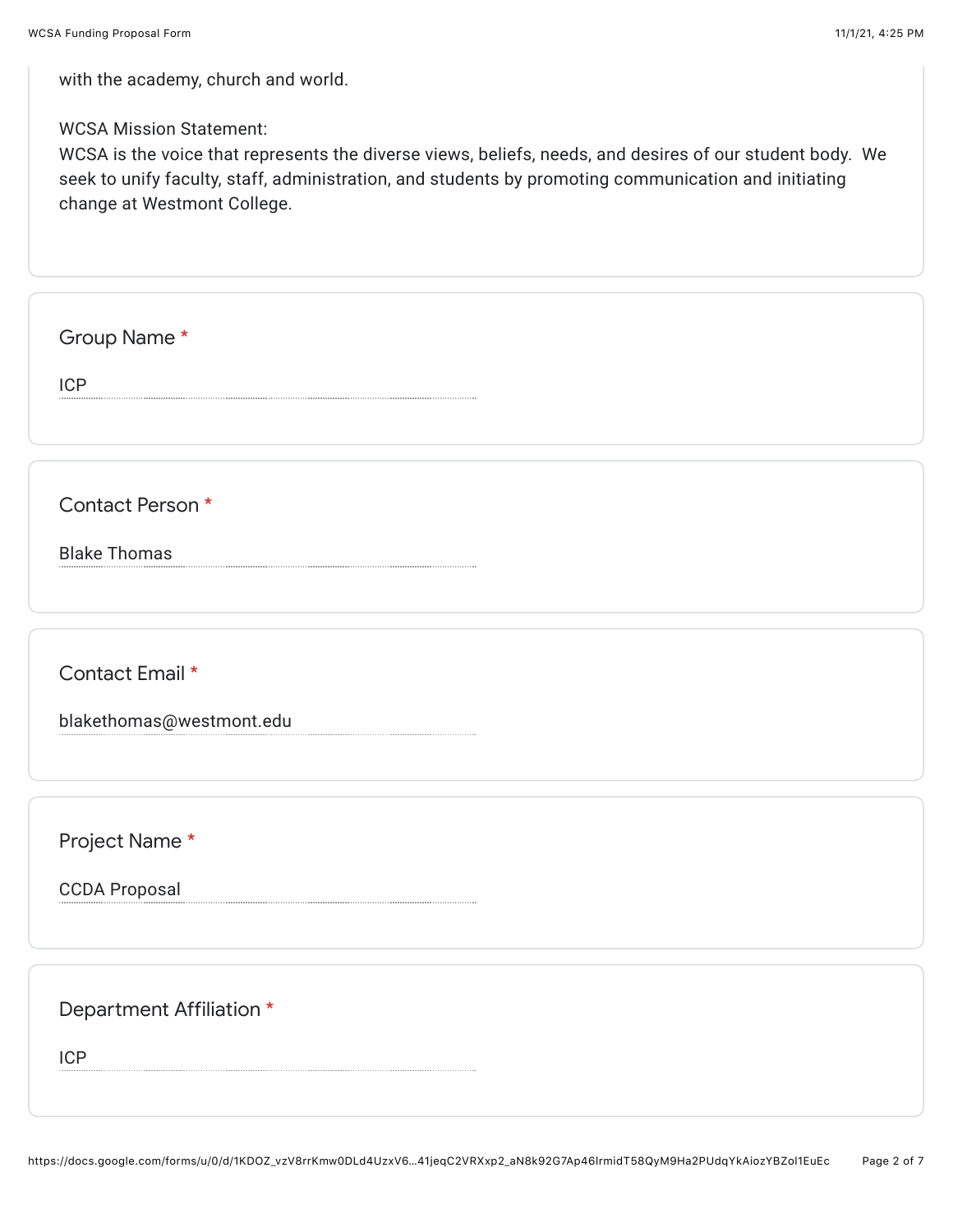with the academy, church and world.

WCSA Mission Statement:
WCSA is the voice that represents the diverse views, beliefs, needs, and desires of our student body. We seek to unify faculty, staff, administration, and students by promoting communication and initiating change at Westmont College.

Group Name *

ICP

Contact Person *

Blake Thomas

Contact Email *

blakethomas@westmont.edu

Project Name *

CCDA Proposal

Department Affiliation *

ICP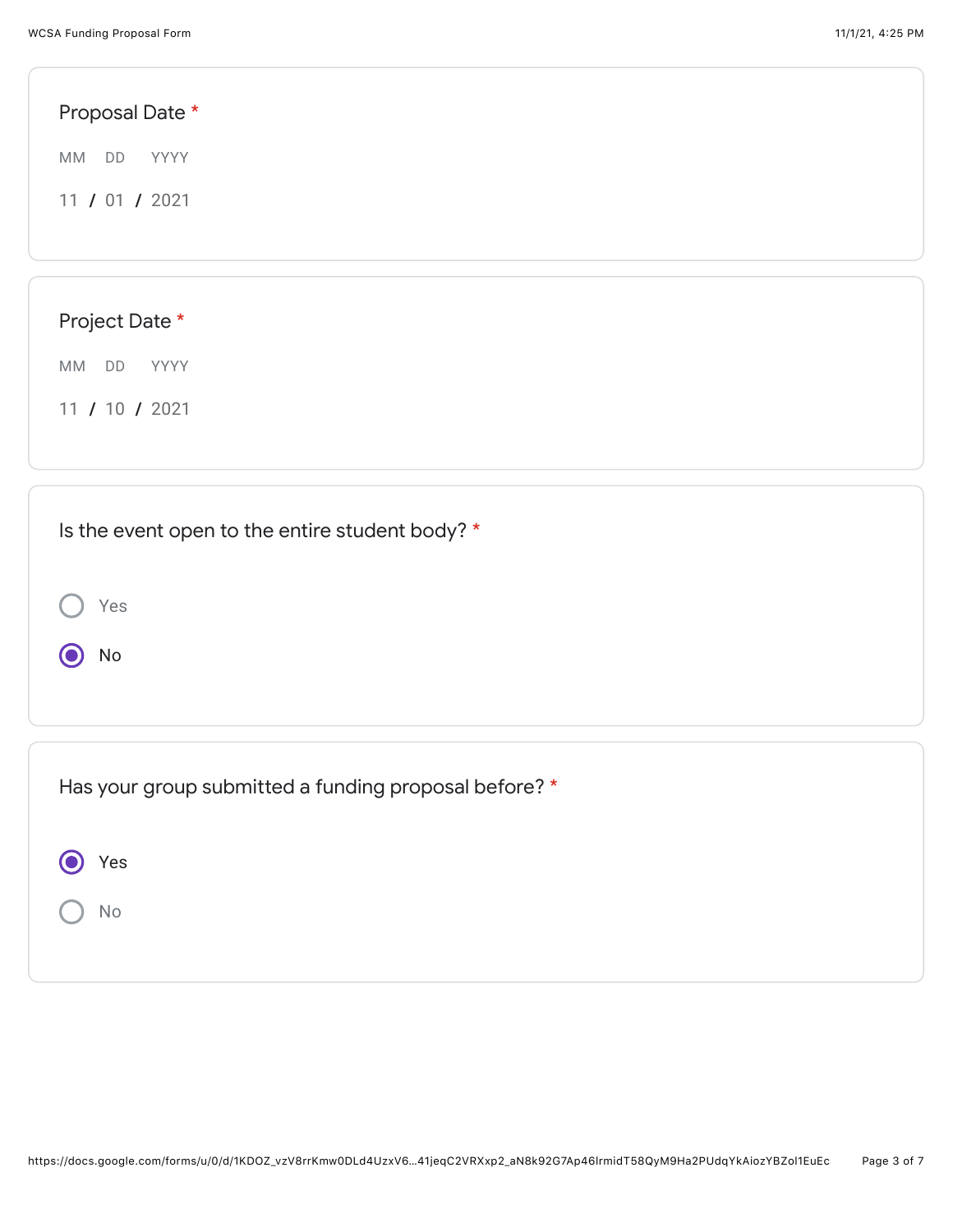Proposal Date *

MM DD YYYY

11 / 01 / 2021

Project Date *

MM DD YYYY

11 / 10 / 2021

Is the event open to the entire student body? *

- ( ) Yes
- (•) No

Has your group submitted a funding proposal before? *

- (•) Yes
- ( ) No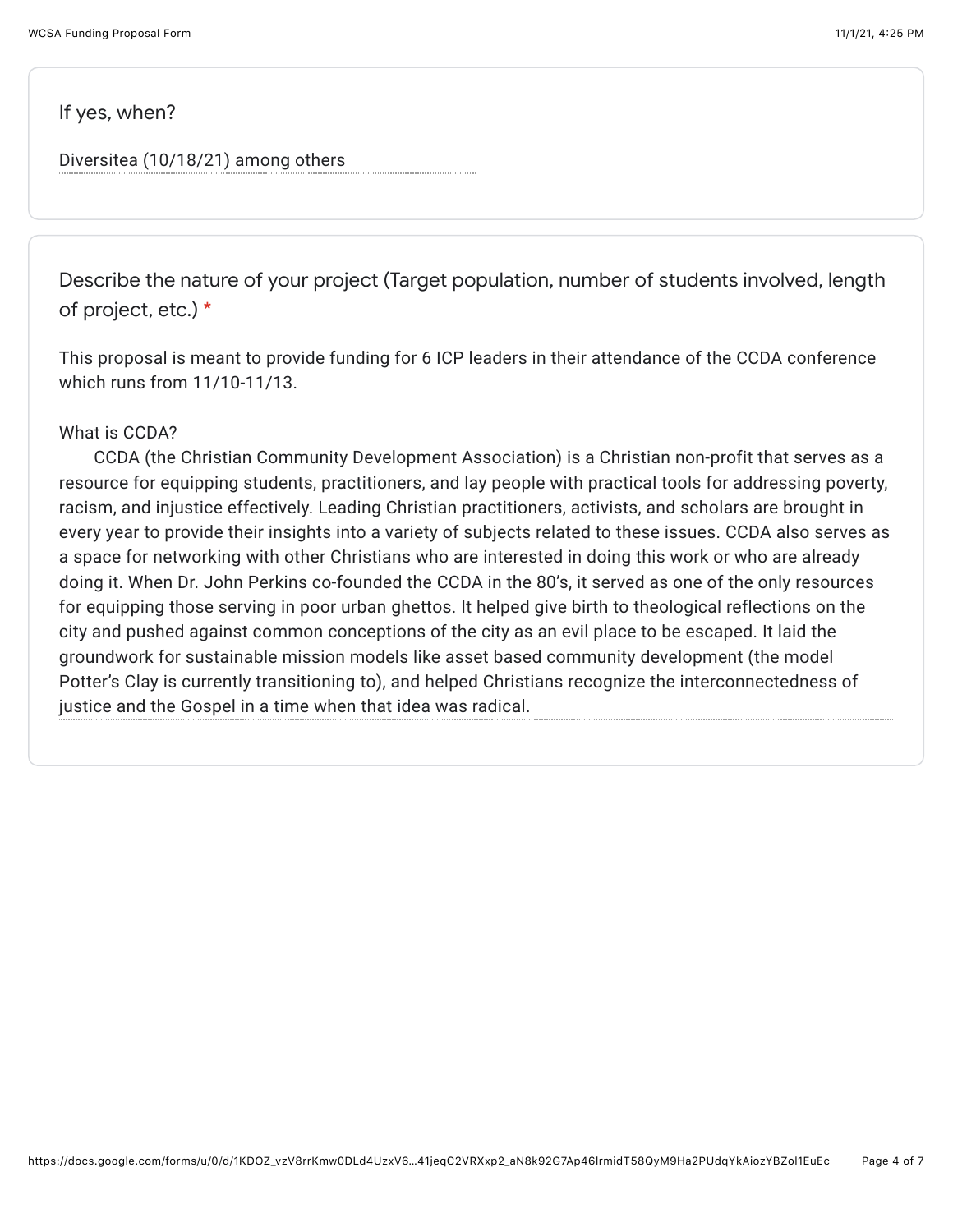If yes, when?

Diversitea (10/18/21) among others

Describe the nature of your project (Target population, number of students involved, length of project, etc.) *

This proposal is meant to provide funding for 6 ICP leaders in their attendance of the CCDA conference which runs from 11/10-11/13.

What is CCDA?

CCDA (the Christian Community Development Association) is a Christian non-profit that serves as a resource for equipping students, practitioners, and lay people with practical tools for addressing poverty, racism, and injustice effectively. Leading Christian practitioners, activists, and scholars are brought in every year to provide their insights into a variety of subjects related to these issues. CCDA also serves as a space for networking with other Christians who are interested in doing this work or who are already doing it. When Dr. John Perkins co-founded the CCDA in the 80's, it served as one of the only resources for equipping those serving in poor urban ghettos. It helped give birth to theological reflections on the city and pushed against common conceptions of the city as an evil place to be escaped. It laid the groundwork for sustainable mission models like asset based community development (the model Potter's Clay is currently transitioning to), and helped Christians recognize the interconnectedness of justice and the Gospel in a time when that idea was radical.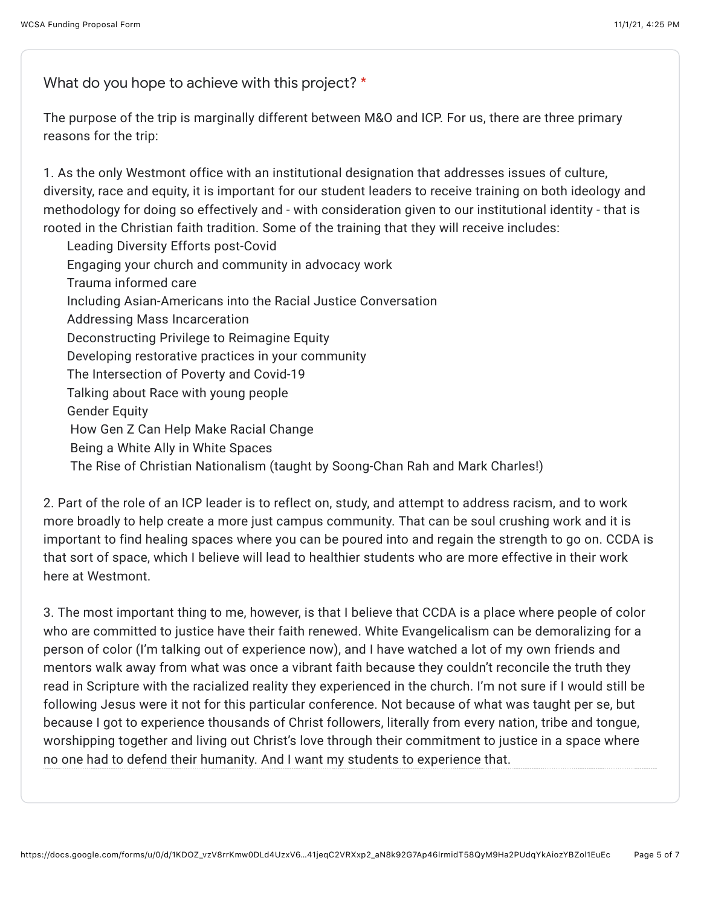What do you hope to achieve with this project? *

The purpose of the trip is marginally different between M&O and ICP. For us, there are three primary reasons for the trip:

1. As the only Westmont office with an institutional designation that addresses issues of culture, diversity, race and equity, it is important for our student leaders to receive training on both ideology and methodology for doing so effectively and - with consideration given to our institutional identity - that is rooted in the Christian faith tradition. Some of the training that they will receive includes:
   - Leading Diversity Efforts post-Covid
   - Engaging your church and community in advocacy work
   - Trauma informed care
   - Including Asian-Americans into the Racial Justice Conversation
   - Addressing Mass Incarceration
   - Deconstructing Privilege to Reimagine Equity
   - Developing restorative practices in your community
   - The Intersection of Poverty and Covid-19
   - Talking about Race with young people
   - Gender Equity
   - How Gen Z Can Help Make Racial Change
   - Being a White Ally in White Spaces
   - The Rise of Christian Nationalism (taught by Soong-Chan Rah and Mark Charles!)

2. Part of the role of an ICP leader is to reflect on, study, and attempt to address racism, and to work more broadly to help create a more just campus community. That can be soul crushing work and it is important to find healing spaces where you can be poured into and regain the strength to go on. CCDA is that sort of space, which I believe will lead to healthier students who are more effective in their work here at Westmont.

3. The most important thing to me, however, is that I believe that CCDA is a place where people of color who are committed to justice have their faith renewed. White Evangelicalism can be demoralizing for a person of color (I'm talking out of experience now), and I have watched a lot of my own friends and mentors walk away from what was once a vibrant faith because they couldn't reconcile the truth they read in Scripture with the racialized reality they experienced in the church. I'm not sure if I would still be following Jesus were it not for this particular conference. Not because of what was taught per se, but because I got to experience thousands of Christ followers, literally from every nation, tribe and tongue, worshipping together and living out Christ's love through their commitment to justice in a space where no one had to defend their humanity. And I want my students to experience that.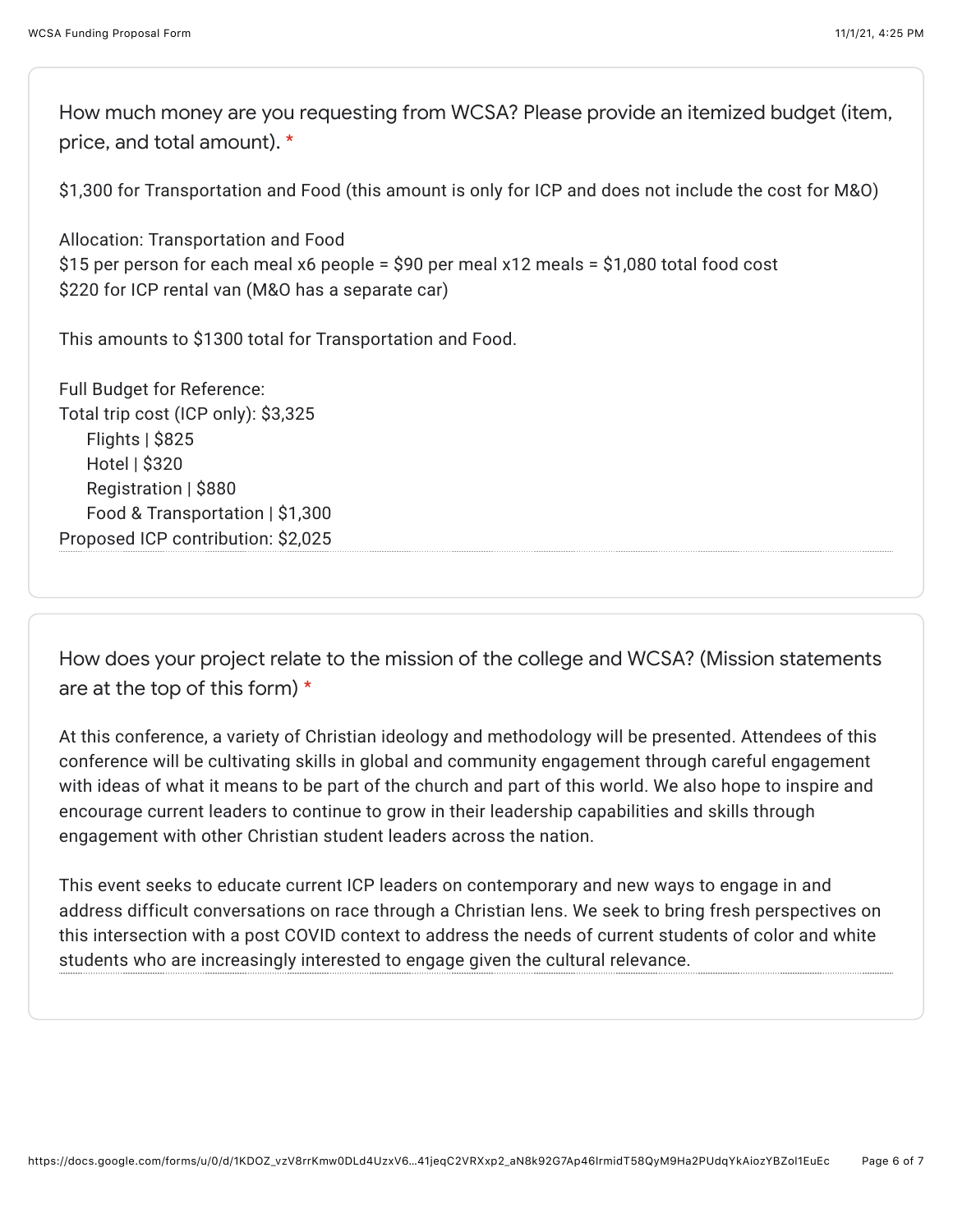How much money are you requesting from WCSA? Please provide an itemized budget (item, price, and total amount). *

$1,300 for Transportation and Food (this amount is only for ICP and does not include the cost for M&O)

Allocation: Transportation and Food
$15 per person for each meal x6 people = $90 per meal x12 meals = $1,080 total food cost
$220 for ICP rental van (M&O has a separate car)

This amounts to $1300 total for Transportation and Food.

Full Budget for Reference:
Total trip cost (ICP only): $3,325
- Flights | $825
- Hotel | $320
- Registration | $880
- Food & Transportation | $1,300

Proposed ICP contribution: $2,025

How does your project relate to the mission of the college and WCSA? (Mission statements are at the top of this form) *

At this conference, a variety of Christian ideology and methodology will be presented. Attendees of this conference will be cultivating skills in global and community engagement through careful engagement with ideas of what it means to be part of the church and part of this world. We also hope to inspire and encourage current leaders to continue to grow in their leadership capabilities and skills through engagement with other Christian student leaders across the nation.

This event seeks to educate current ICP leaders on contemporary and new ways to engage in and address difficult conversations on race through a Christian lens. We seek to bring fresh perspectives on this intersection with a post COVID context to address the needs of current students of color and white students who are increasingly interested to engage given the cultural relevance.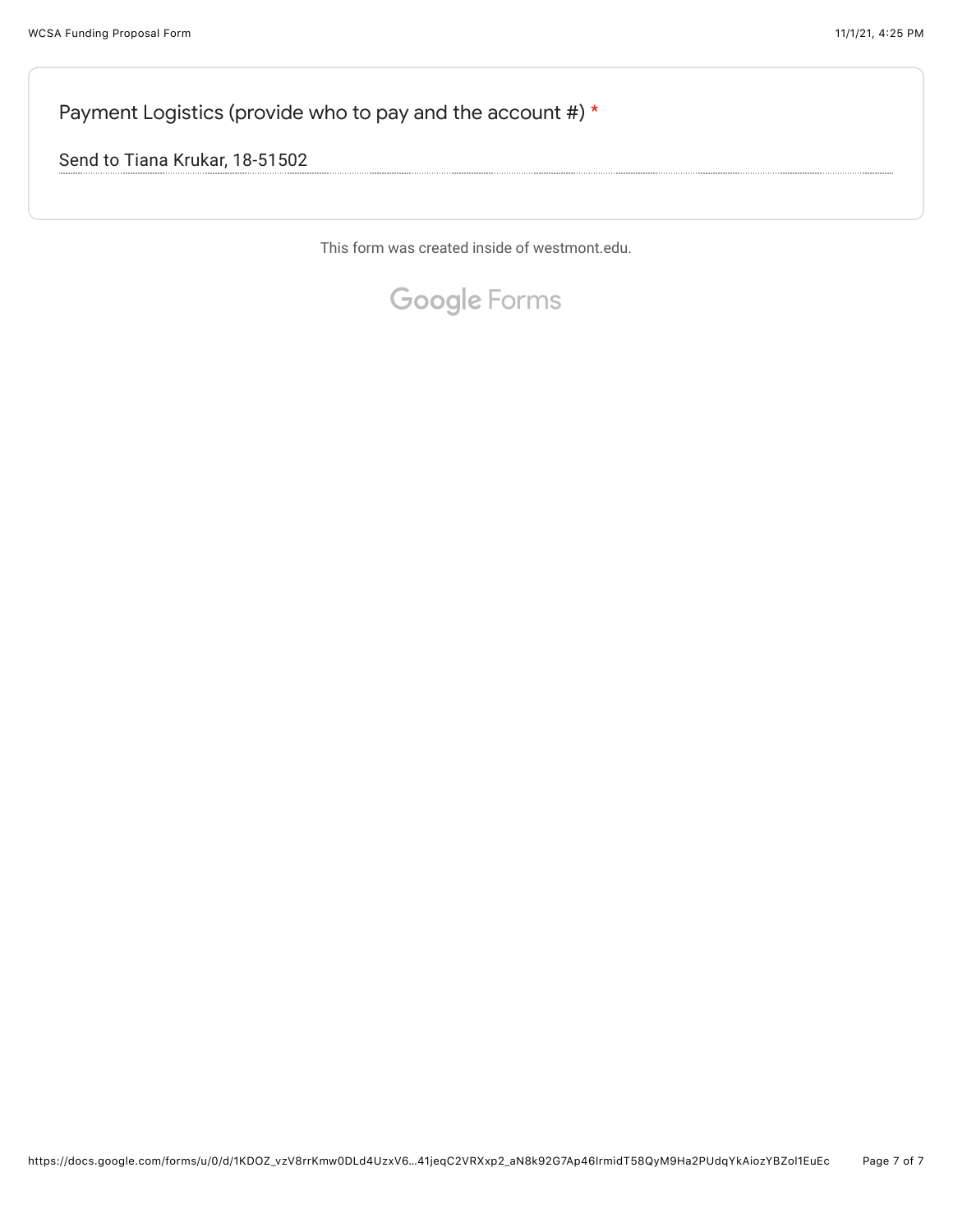Payment Logistics (provide who to pay and the account #) *

Send to Tiana Krukar, 18-51502

This form was created inside of westmont.edu.

Google Forms